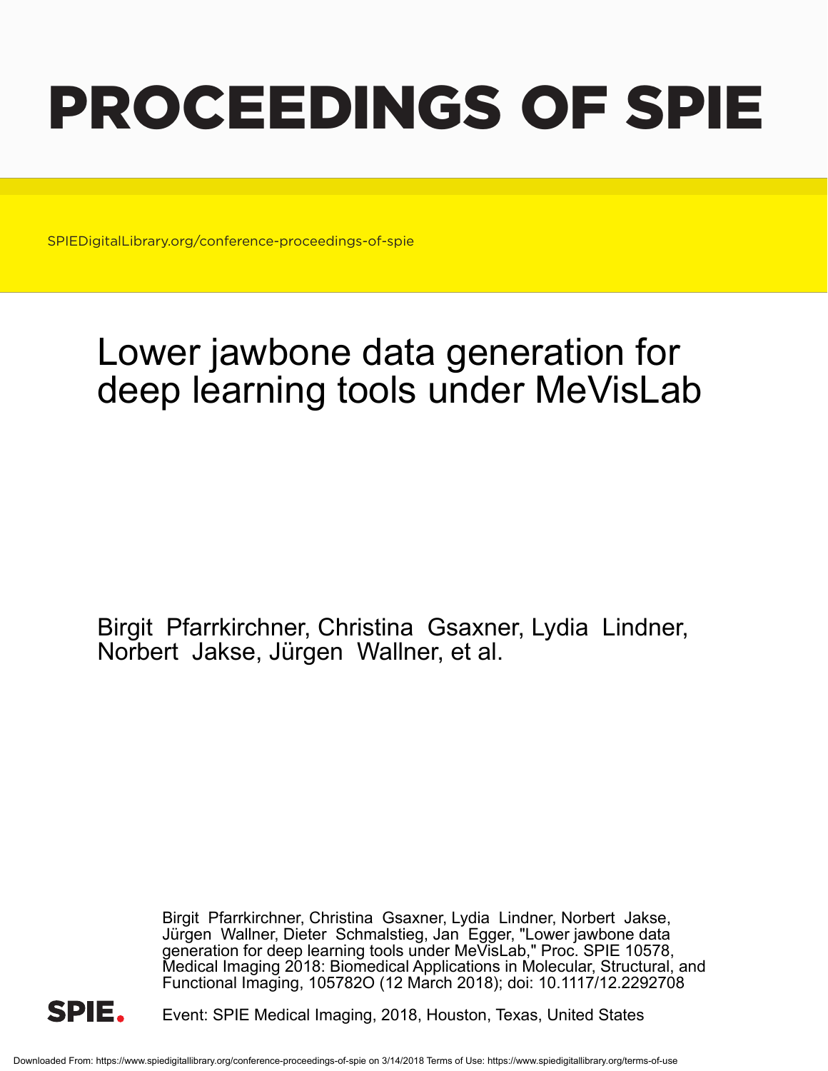# PROCEEDINGS OF SPIE

SPIEDigitalLibrary.org/conference-proceedings-of-spie

## Lower jawbone data generation for deep learning tools under MeVisLab

Birgit Pfarrkirchner, Christina Gsaxner, Lydia Lindner, Norbert Jakse, Jürgen Wallner, et al.

Birgit Pfarrkirchner, Christina Gsaxner, Lydia Lindner, Norbert Jakse, Jürgen Wallner, Dieter Schmalstieg, Jan Egger, "Lower jawbone data generation for deep learning tools under MeVisLab," Proc. SPIE 10578, Medical Imaging 2018: Biomedical Applications in Molecular, Structural, and Functional Imaging, 105782O (12 March 2018); doi: 10.1117/12.2292708

SPIE.

Event: SPIE Medical Imaging, 2018, Houston, Texas, United States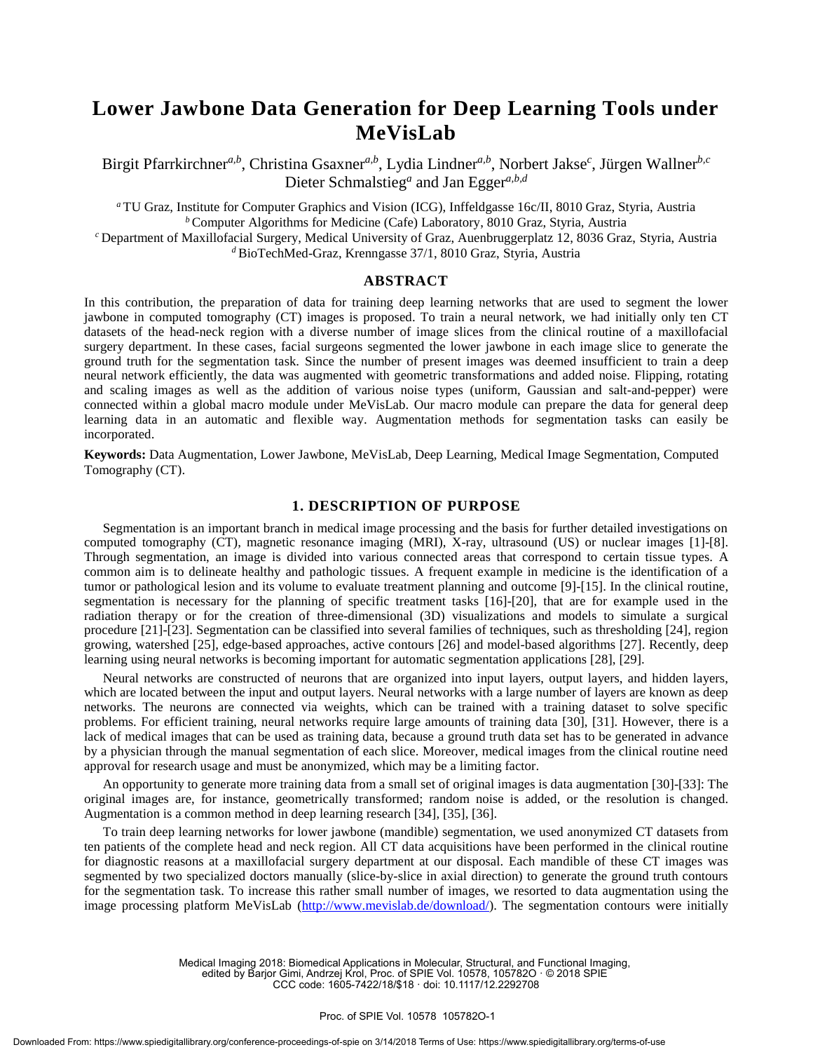# Lower Jawbone Data Generation for Deep Learning Tools under MeVisLab

Birgit Pfarrkirchner[a,b], Christina Gsaxner[a,b], Lydia Lindner[a,b], Norbert Jakse[c], Jürgen Wallner[b,c] Dieter Schmalstieg[a] and Jan Egger[a,b,d]

[a] TU Graz, Institute for Computer Graphics and Vision (ICG), Inffeldgasse 16c/II, 8010 Graz, Styria, Austria
[b] Computer Algorithms for Medicine (Cafe) Laboratory, 8010 Graz, Styria, Austria
[c] Department of Maxillofacial Surgery, Medical University of Graz, Auenbruggerplatz 12, 8036 Graz, Styria, Austria
[d] BioTechMed-Graz, Krenngasse 37/1, 8010 Graz, Styria, Austria

## ABSTRACT

In this contribution, the preparation of data for training deep learning networks that are used to segment the lower jawbone in computed tomography (CT) images is proposed. To train a neural network, we had initially only ten CT datasets of the head-neck region with a diverse number of image slices from the clinical routine of a maxillofacial surgery department. In these cases, facial surgeons segmented the lower jawbone in each image slice to generate the ground truth for the segmentation task. Since the number of present images was deemed insufficient to train a deep neural network efficiently, the data was augmented with geometric transformations and added noise. Flipping, rotating and scaling images as well as the addition of various noise types (uniform, Gaussian and salt-and-pepper) were connected within a global macro module under MeVisLab. Our macro module can prepare the data for general deep learning data in an automatic and flexible way. Augmentation methods for segmentation tasks can easily be incorporated.

**Keywords:** Data Augmentation, Lower Jawbone, MeVisLab, Deep Learning, Medical Image Segmentation, Computed Tomography (CT).

## 1. DESCRIPTION OF PURPOSE

Segmentation is an important branch in medical image processing and the basis for further detailed investigations on computed tomography (CT), magnetic resonance imaging (MRI), X-ray, ultrasound (US) or nuclear images [1]-[8]. Through segmentation, an image is divided into various connected areas that correspond to certain tissue types. A common aim is to delineate healthy and pathologic tissues. A frequent example in medicine is the identification of a tumor or pathological lesion and its volume to evaluate treatment planning and outcome [9]-[15]. In the clinical routine, segmentation is necessary for the planning of specific treatment tasks [16]-[20], that are for example used in the radiation therapy or for the creation of three-dimensional (3D) visualizations and models to simulate a surgical procedure [21]-[23]. Segmentation can be classified into several families of techniques, such as thresholding [24], region growing, watershed [25], edge-based approaches, active contours [26] and model-based algorithms [27]. Recently, deep learning using neural networks is becoming important for automatic segmentation applications [28], [29].

Neural networks are constructed of neurons that are organized into input layers, output layers, and hidden layers, which are located between the input and output layers. Neural networks with a large number of layers are known as deep networks. The neurons are connected via weights, which can be trained with a training dataset to solve specific problems. For efficient training, neural networks require large amounts of training data [30], [31]. However, there is a lack of medical images that can be used as training data, because a ground truth data set has to be generated in advance by a physician through the manual segmentation of each slice. Moreover, medical images from the clinical routine need approval for research usage and must be anonymized, which may be a limiting factor.

An opportunity to generate more training data from a small set of original images is data augmentation [30]-[33]: The original images are, for instance, geometrically transformed; random noise is added, or the resolution is changed. Augmentation is a common method in deep learning research [34], [35], [36].

To train deep learning networks for lower jawbone (mandible) segmentation, we used anonymized CT datasets from ten patients of the complete head and neck region. All CT data acquisitions have been performed in the clinical routine for diagnostic reasons at a maxillofacial surgery department at our disposal. Each mandible of these CT images was segmented by two specialized doctors manually (slice-by-slice in axial direction) to generate the ground truth contours for the segmentation task. To increase this rather small number of images, we resorted to data augmentation using the image processing platform MeVisLab (http://www.mevislab.de/download/). The segmentation contours were initially

Medical Imaging 2018: Biomedical Applications in Molecular, Structural, and Functional Imaging, edited by Barjor Gimi, Andrzej Krol, Proc. of SPIE Vol. 10578, 105782O · © 2018 SPIE CCC code: 1605-7422/18/$18 · doi: 10.1117/12.2292708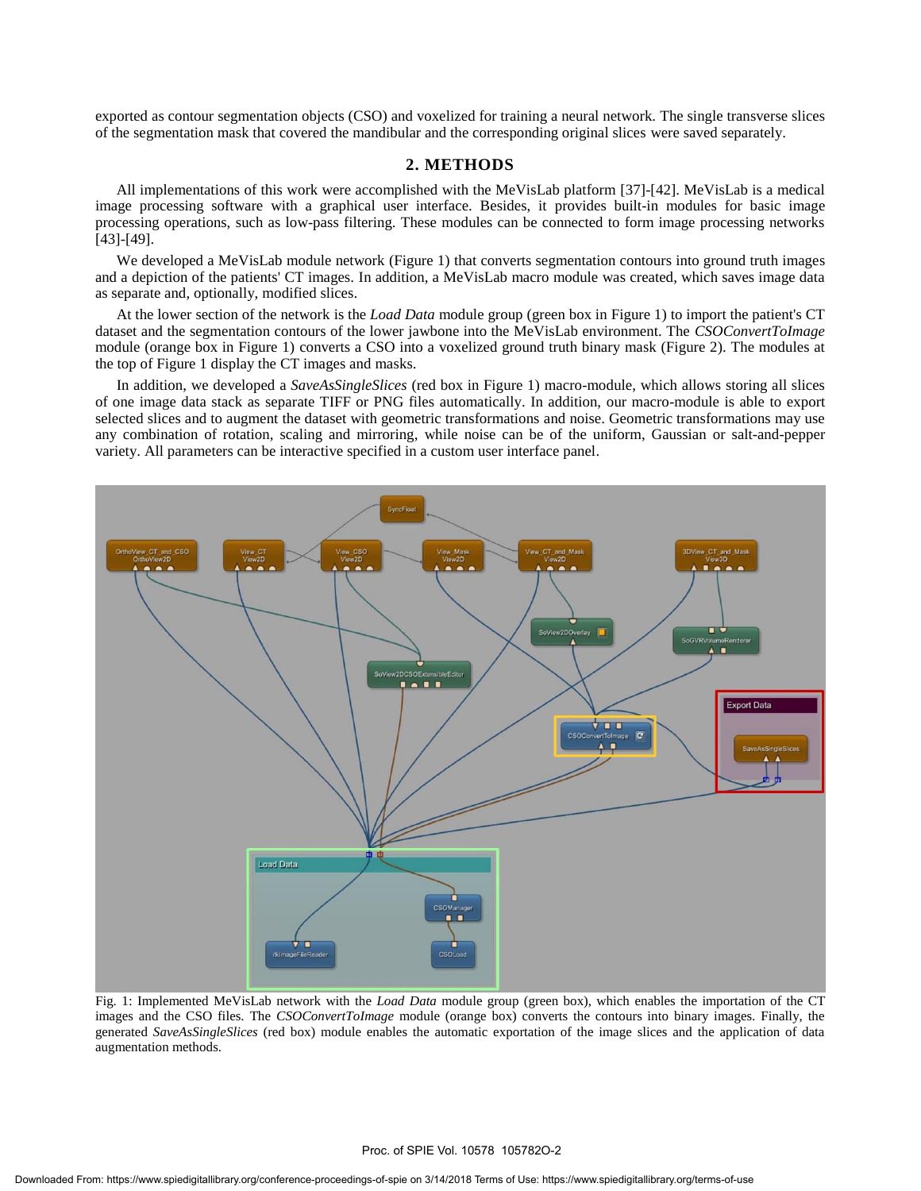exported as contour segmentation objects (CSO) and voxelized for training a neural network. The single transverse slices of the segmentation mask that covered the mandibular and the corresponding original slices were saved separately.

## 2. METHODS

All implementations of this work were accomplished with the MeVisLab platform [37]-[42]. MeVisLab is a medical image processing software with a graphical user interface. Besides, it provides built-in modules for basic image processing operations, such as low-pass filtering. These modules can be connected to form image processing networks [43]-[49].

We developed a MeVisLab module network (Figure 1) that converts segmentation contours into ground truth images and a depiction of the patients' CT images. In addition, a MeVisLab macro module was created, which saves image data as separate and, optionally, modified slices.

At the lower section of the network is the *Load Data* module group (green box in Figure 1) to import the patient's CT dataset and the segmentation contours of the lower jawbone into the MeVisLab environment. The *CSOConvertToImage* module (orange box in Figure 1) converts a CSO into a voxelized ground truth binary mask (Figure 2). The modules at the top of Figure 1 display the CT images and masks.

In addition, we developed a *SaveAsSingleSlices* (red box in Figure 1) macro-module, which allows storing all slices of one image data stack as separate TIFF or PNG files automatically. In addition, our macro-module is able to export selected slices and to augment the dataset with geometric transformations and noise. Geometric transformations may use any combination of rotation, scaling and mirroring, while noise can be of the uniform, Gaussian or salt-and-pepper variety. All parameters can be interactive specified in a custom user interface panel.

Fig. 1: Implemented MeVisLab network with the *Load Data* module group (green box), which enables the importation of the CT images and the CSO files. The *CSOConvertToImage* module (orange box) converts the contours into binary images. Finally, the generated *SaveAsSingleSlices* (red box) module enables the automatic exportation of the image slices and the application of data augmentation methods.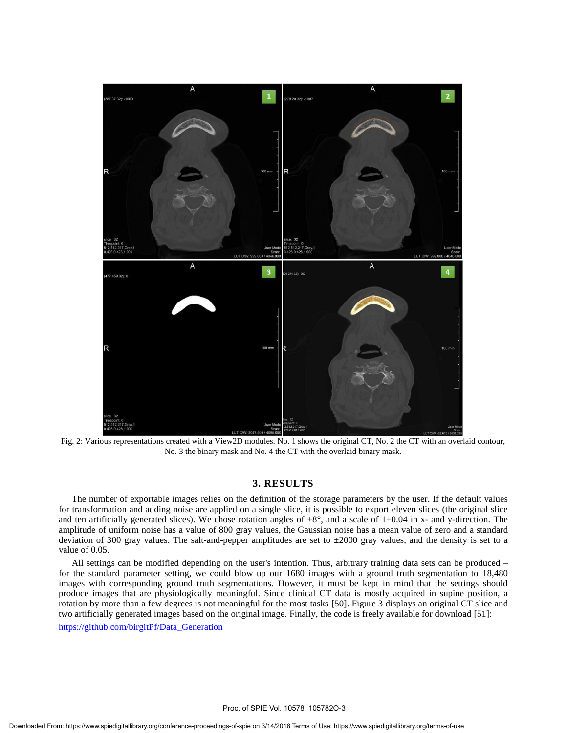Fig. 2: Various representations created with a View2D modules. No. 1 shows the original CT, No. 2 the CT with an overlaid contour, No. 3 the binary mask and No. 4 the CT with the overlaid binary mask.

## 3. RESULTS

The number of exportable images relies on the definition of the storage parameters by the user. If the default values for transformation and adding noise are applied on a single slice, it is possible to export eleven slices (the original slice and ten artificially generated slices). We chose rotation angles of ±8°, and a scale of 1±0.04 in x- and y-direction. The amplitude of uniform noise has a value of 800 gray values, the Gaussian noise has a mean value of zero and a standard deviation of 300 gray values. The salt-and-pepper amplitudes are set to ±2000 gray values, and the density is set to a value of 0.05.

All settings can be modified depending on the user's intention. Thus, arbitrary training data sets can be produced – for the standard parameter setting, we could blow up our 1680 images with a ground truth segmentation to 18,480 images with corresponding ground truth segmentations. However, it must be kept in mind that the settings should produce images that are physiologically meaningful. Since clinical CT data is mostly acquired in supine position, a rotation by more than a few degrees is not meaningful for the most tasks [50]. Figure 3 displays an original CT slice and two artificially generated images based on the original image. Finally, the code is freely available for download [51]:

https://github.com/birgitPf/Data_Generation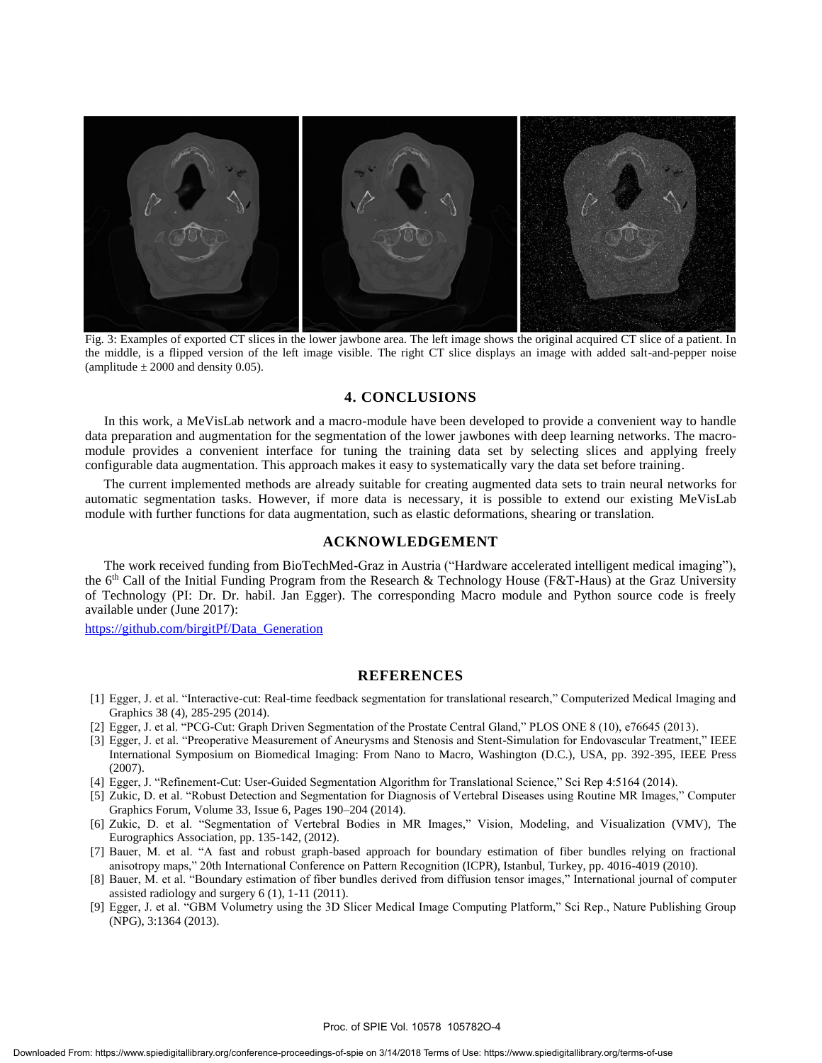Fig. 3: Examples of exported CT slices in the lower jawbone area. The left image shows the original acquired CT slice of a patient. In the middle, is a flipped version of the left image visible. The right CT slice displays an image with added salt-and-pepper noise (amplitude ± 2000 and density 0.05).

## 4. CONCLUSIONS

In this work, a MeVisLab network and a macro-module have been developed to provide a convenient way to handle data preparation and augmentation for the segmentation of the lower jawbones with deep learning networks. The macro-module provides a convenient interface for tuning the training data set by selecting slices and applying freely configurable data augmentation. This approach makes it easy to systematically vary the data set before training.

The current implemented methods are already suitable for creating augmented data sets to train neural networks for automatic segmentation tasks. However, if more data is necessary, it is possible to extend our existing MeVisLab module with further functions for data augmentation, such as elastic deformations, shearing or translation.

## ACKNOWLEDGEMENT

The work received funding from BioTechMed-Graz in Austria ("Hardware accelerated intelligent medical imaging"), the 6th Call of the Initial Funding Program from the Research & Technology House (F&T-Haus) at the Graz University of Technology (PI: Dr. Dr. habil. Jan Egger). The corresponding Macro module and Python source code is freely available under (June 2017):

https://github.com/birgitPf/Data_Generation

## REFERENCES

[1] Egger, J. et al. "Interactive-cut: Real-time feedback segmentation for translational research," Computerized Medical Imaging and Graphics 38 (4), 285-295 (2014).

[2] Egger, J. et al. "PCG-Cut: Graph Driven Segmentation of the Prostate Central Gland," PLOS ONE 8 (10), e76645 (2013).

[3] Egger, J. et al. "Preoperative Measurement of Aneurysms and Stenosis and Stent-Simulation for Endovascular Treatment," IEEE International Symposium on Biomedical Imaging: From Nano to Macro, Washington (D.C.), USA, pp. 392-395, IEEE Press (2007).

[4] Egger, J. "Refinement-Cut: User-Guided Segmentation Algorithm for Translational Science," Sci Rep 4:5164 (2014).

[5] Zukic, D. et al. "Robust Detection and Segmentation for Diagnosis of Vertebral Diseases using Routine MR Images," Computer Graphics Forum, Volume 33, Issue 6, Pages 190–204 (2014).

[6] Zukic, D. et al. "Segmentation of Vertebral Bodies in MR Images," Vision, Modeling, and Visualization (VMV), The Eurographics Association, pp. 135-142, (2012).

[7] Bauer, M. et al. "A fast and robust graph-based approach for boundary estimation of fiber bundles relying on fractional anisotropy maps," 20th International Conference on Pattern Recognition (ICPR), Istanbul, Turkey, pp. 4016-4019 (2010).

[8] Bauer, M. et al. "Boundary estimation of fiber bundles derived from diffusion tensor images," International journal of computer assisted radiology and surgery 6 (1), 1-11 (2011).

[9] Egger, J. et al. "GBM Volumetry using the 3D Slicer Medical Image Computing Platform," Sci Rep., Nature Publishing Group (NPG), 3:1364 (2013).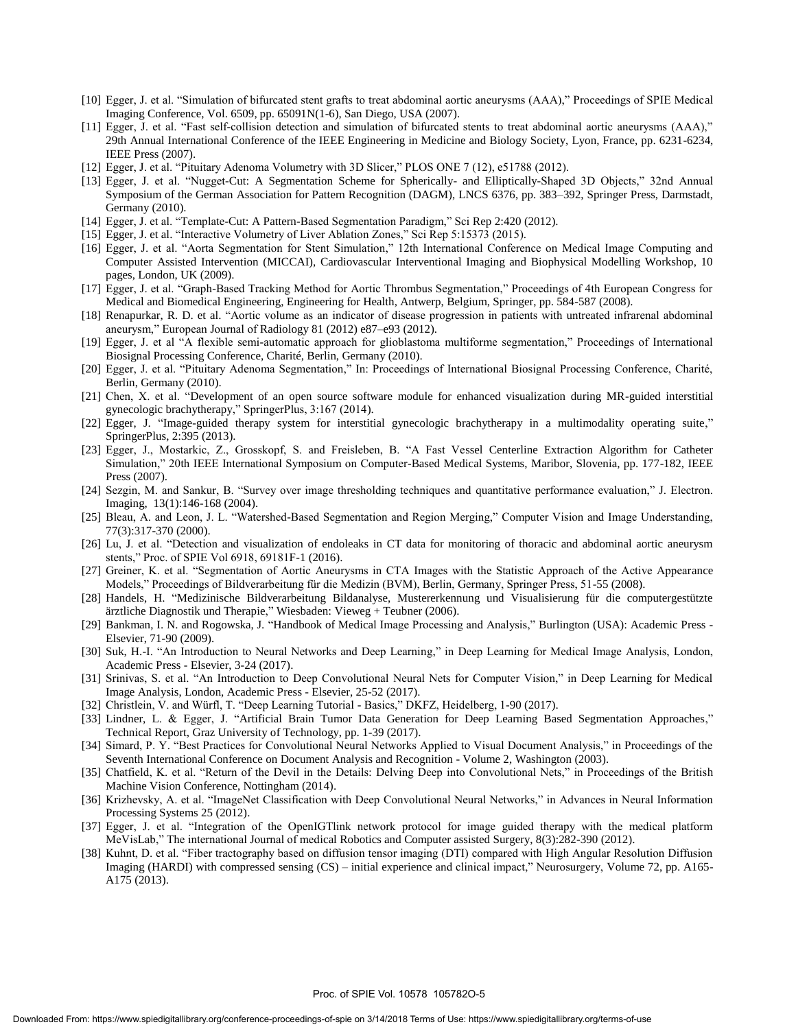[10] Egger, J. et al. "Simulation of bifurcated stent grafts to treat abdominal aortic aneurysms (AAA)," Proceedings of SPIE Medical Imaging Conference, Vol. 6509, pp. 65091N(1-6), San Diego, USA (2007).

[11] Egger, J. et al. "Fast self-collision detection and simulation of bifurcated stents to treat abdominal aortic aneurysms (AAA)," 29th Annual International Conference of the IEEE Engineering in Medicine and Biology Society, Lyon, France, pp. 6231-6234, IEEE Press (2007).

[12] Egger, J. et al. "Pituitary Adenoma Volumetry with 3D Slicer," PLOS ONE 7 (12), e51788 (2012).

[13] Egger, J. et al. "Nugget-Cut: A Segmentation Scheme for Spherically- and Elliptically-Shaped 3D Objects," 32nd Annual Symposium of the German Association for Pattern Recognition (DAGM), LNCS 6376, pp. 383–392, Springer Press, Darmstadt, Germany (2010).

[14] Egger, J. et al. "Template-Cut: A Pattern-Based Segmentation Paradigm," Sci Rep 2:420 (2012).

[15] Egger, J. et al. "Interactive Volumetry of Liver Ablation Zones," Sci Rep 5:15373 (2015).

[16] Egger, J. et al. "Aorta Segmentation for Stent Simulation," 12th International Conference on Medical Image Computing and Computer Assisted Intervention (MICCAI), Cardiovascular Interventional Imaging and Biophysical Modelling Workshop, 10 pages, London, UK (2009).

[17] Egger, J. et al. "Graph-Based Tracking Method for Aortic Thrombus Segmentation," Proceedings of 4th European Congress for Medical and Biomedical Engineering, Engineering for Health, Antwerp, Belgium, Springer, pp. 584-587 (2008).

[18] Renapurkar, R. D. et al. "Aortic volume as an indicator of disease progression in patients with untreated infrarenal abdominal aneurysm," European Journal of Radiology 81 (2012) e87–e93 (2012).

[19] Egger, J. et al "A flexible semi-automatic approach for glioblastoma multiforme segmentation," Proceedings of International Biosignal Processing Conference, Charité, Berlin, Germany (2010).

[20] Egger, J. et al. "Pituitary Adenoma Segmentation," In: Proceedings of International Biosignal Processing Conference, Charité, Berlin, Germany (2010).

[21] Chen, X. et al. "Development of an open source software module for enhanced visualization during MR-guided interstitial gynecologic brachytherapy," SpringerPlus, 3:167 (2014).

[22] Egger, J. "Image-guided therapy system for interstitial gynecologic brachytherapy in a multimodality operating suite," SpringerPlus, 2:395 (2013).

[23] Egger, J., Mostarkic, Z., Grosskopf, S. and Freisleben, B. "A Fast Vessel Centerline Extraction Algorithm for Catheter Simulation," 20th IEEE International Symposium on Computer-Based Medical Systems, Maribor, Slovenia, pp. 177-182, IEEE Press (2007).

[24] Sezgin, M. and Sankur, B. "Survey over image thresholding techniques and quantitative performance evaluation," J. Electron. Imaging, 13(1):146-168 (2004).

[25] Bleau, A. and Leon, J. L. "Watershed-Based Segmentation and Region Merging," Computer Vision and Image Understanding, 77(3):317-370 (2000).

[26] Lu, J. et al. "Detection and visualization of endoleaks in CT data for monitoring of thoracic and abdominal aortic aneurysm stents," Proc. of SPIE Vol 6918, 69181F-1 (2016).

[27] Greiner, K. et al. "Segmentation of Aortic Aneurysms in CTA Images with the Statistic Approach of the Active Appearance Models," Proceedings of Bildverarbeitung für die Medizin (BVM), Berlin, Germany, Springer Press, 51-55 (2008).

[28] Handels, H. "Medizinische Bildverarbeitung Bildanalyse, Mustererkennung und Visualisierung für die computergestützte ärztliche Diagnostik und Therapie," Wiesbaden: Vieweg + Teubner (2006).

[29] Bankman, I. N. and Rogowska, J. "Handbook of Medical Image Processing and Analysis," Burlington (USA): Academic Press - Elsevier, 71-90 (2009).

[30] Suk, H.-I. "An Introduction to Neural Networks and Deep Learning," in Deep Learning for Medical Image Analysis, London, Academic Press - Elsevier, 3-24 (2017).

[31] Srinivas, S. et al. "An Introduction to Deep Convolutional Neural Nets for Computer Vision," in Deep Learning for Medical Image Analysis, London, Academic Press - Elsevier, 25-52 (2017).

[32] Christlein, V. and Würfl, T. "Deep Learning Tutorial - Basics," DKFZ, Heidelberg, 1-90 (2017).

[33] Lindner, L. & Egger, J. "Artificial Brain Tumor Data Generation for Deep Learning Based Segmentation Approaches," Technical Report, Graz University of Technology, pp. 1-39 (2017).

[34] Simard, P. Y. "Best Practices for Convolutional Neural Networks Applied to Visual Document Analysis," in Proceedings of the Seventh International Conference on Document Analysis and Recognition - Volume 2, Washington (2003).

[35] Chatfield, K. et al. "Return of the Devil in the Details: Delving Deep into Convolutional Nets," in Proceedings of the British Machine Vision Conference, Nottingham (2014).

[36] Krizhevsky, A. et al. "ImageNet Classification with Deep Convolutional Neural Networks," in Advances in Neural Information Processing Systems 25 (2012).

[37] Egger, J. et al. "Integration of the OpenIGTlink network protocol for image guided therapy with the medical platform MeVisLab," The international Journal of medical Robotics and Computer assisted Surgery, 8(3):282-390 (2012).

[38] Kuhnt, D. et al. "Fiber tractography based on diffusion tensor imaging (DTI) compared with High Angular Resolution Diffusion Imaging (HARDI) with compressed sensing (CS) – initial experience and clinical impact," Neurosurgery, Volume 72, pp. A165-A175 (2013).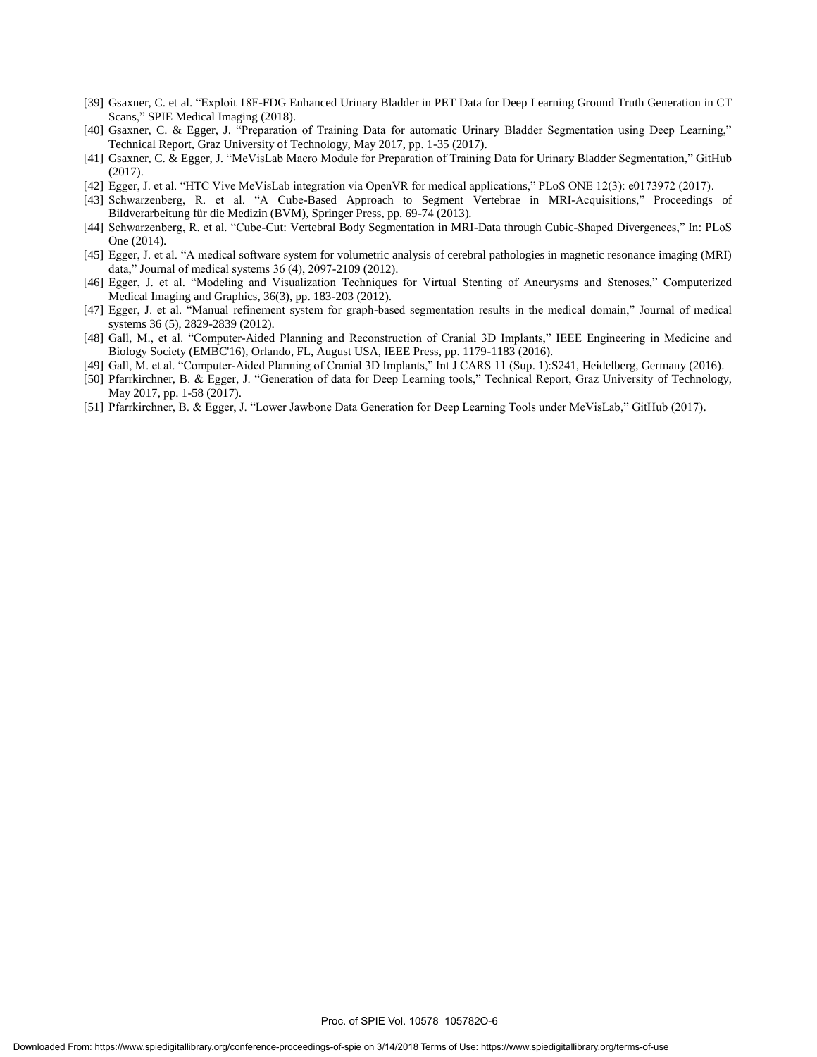[39] Gsaxner, C. et al. "Exploit 18F-FDG Enhanced Urinary Bladder in PET Data for Deep Learning Ground Truth Generation in CT Scans," SPIE Medical Imaging (2018).

[40] Gsaxner, C. & Egger, J. "Preparation of Training Data for automatic Urinary Bladder Segmentation using Deep Learning," Technical Report, Graz University of Technology, May 2017, pp. 1-35 (2017).

[41] Gsaxner, C. & Egger, J. "MeVisLab Macro Module for Preparation of Training Data for Urinary Bladder Segmentation," GitHub (2017).

[42] Egger, J. et al. "HTC Vive MeVisLab integration via OpenVR for medical applications," PLoS ONE 12(3): e0173972 (2017).

[43] Schwarzenberg, R. et al. "A Cube-Based Approach to Segment Vertebrae in MRI-Acquisitions," Proceedings of Bildverarbeitung für die Medizin (BVM), Springer Press, pp. 69-74 (2013).

[44] Schwarzenberg, R. et al. "Cube-Cut: Vertebral Body Segmentation in MRI-Data through Cubic-Shaped Divergences," In: PLoS One (2014).

[45] Egger, J. et al. "A medical software system for volumetric analysis of cerebral pathologies in magnetic resonance imaging (MRI) data," Journal of medical systems 36 (4), 2097-2109 (2012).

[46] Egger, J. et al. "Modeling and Visualization Techniques for Virtual Stenting of Aneurysms and Stenoses," Computerized Medical Imaging and Graphics, 36(3), pp. 183-203 (2012).

[47] Egger, J. et al. "Manual refinement system for graph-based segmentation results in the medical domain," Journal of medical systems 36 (5), 2829-2839 (2012).

[48] Gall, M., et al. "Computer-Aided Planning and Reconstruction of Cranial 3D Implants," IEEE Engineering in Medicine and Biology Society (EMBC'16), Orlando, FL, August USA, IEEE Press, pp. 1179-1183 (2016).

[49] Gall, M. et al. "Computer-Aided Planning of Cranial 3D Implants," Int J CARS 11 (Sup. 1):S241, Heidelberg, Germany (2016).

[50] Pfarrkirchner, B. & Egger, J. "Generation of data for Deep Learning tools," Technical Report, Graz University of Technology, May 2017, pp. 1-58 (2017).

[51] Pfarrkirchner, B. & Egger, J. "Lower Jawbone Data Generation for Deep Learning Tools under MeVisLab," GitHub (2017).